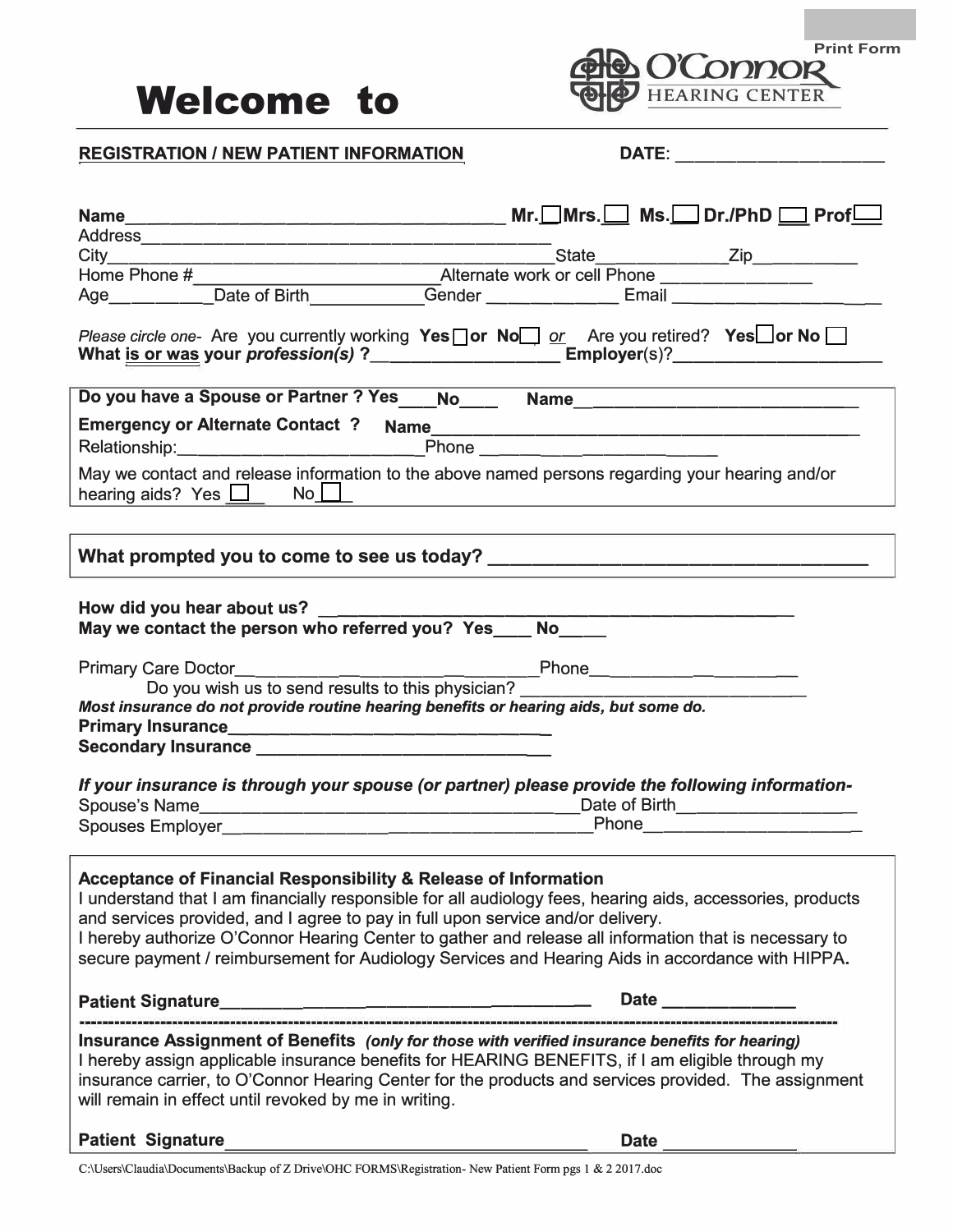Print Form

# Welcome to

O'Connor HEARING CENTER

---

**REGISTRATION / NEW PATIENT INFORMATION** **DATE**: ______________________

**Name**________________________________________ **Mr.**☐ **Mrs.**☐ **Ms.**☐ **Dr./PhD** ☐ **Prof**☐
Address____________________________________________
City________________________________________State_____________Zip___________
Home Phone #__________________________Alternate work or cell Phone _______________
Age__________Date of Birth____________Gender ______________ Email ______________________

*Please circle one-* Are you currently working **Yes**☐**or No**☐ *or* Are you retired? **Yes**☐**or No** ☐
**What is or was your *profession(s)* ?**__________________ **Employer**(s)?______________________

**Do you have a Spouse or Partner ? Yes**____**No**____ **Name**______________________________
**Emergency or Alternate Contact ? Name**_____________________________________________
Relationship:_________________________Phone _______________________
May we contact and release information to the above named persons regarding your hearing and/or hearing aids? Yes ☐ No ☐

**What prompted you to come to see us today?** ______________________________________

**How did you hear about us?** ______________________________________________
**May we contact the person who referred you? Yes**____ **No**_____

Primary Care Doctor________________________________Phone______________________
Do you wish us to send results to this physician? ______________________________
***Most insurance do not provide routine hearing benefits or hearing aids, but some do.***
**Primary Insurance**__________________________________
**Secondary Insurance** ________________________________

***If your insurance is through your spouse (or partner) please provide the following information-***
Spouse's Name_____________________________________Date of Birth__________________
Spouses Employer__________________________________Phone______________________

**Acceptance of Financial Responsibility & Release of Information**
I understand that I am financially responsible for all audiology fees, hearing aids, accessories, products and services provided, and I agree to pay in full upon service and/or delivery.
I hereby authorize O'Connor Hearing Center to gather and release all information that is necessary to secure payment / reimbursement for Audiology Services and Hearing Aids in accordance with HIPPA.

**Patient Signature**_________________________________ **Date** ______________

---

**Insurance Assignment of Benefits** ***(only for those with verified insurance benefits for hearing)***
I hereby assign applicable insurance benefits for HEARING BENEFITS, if I am eligible through my insurance carrier, to O'Connor Hearing Center for the products and services provided. The assignment will remain in effect until revoked by me in writing.

**Patient Signature**_________________________________ **Date** ______________

C:\Users\Claudia\Documents\Backup of Z Drive\OHC FORMS\Registration- New Patient Form pgs 1 & 2 2017.doc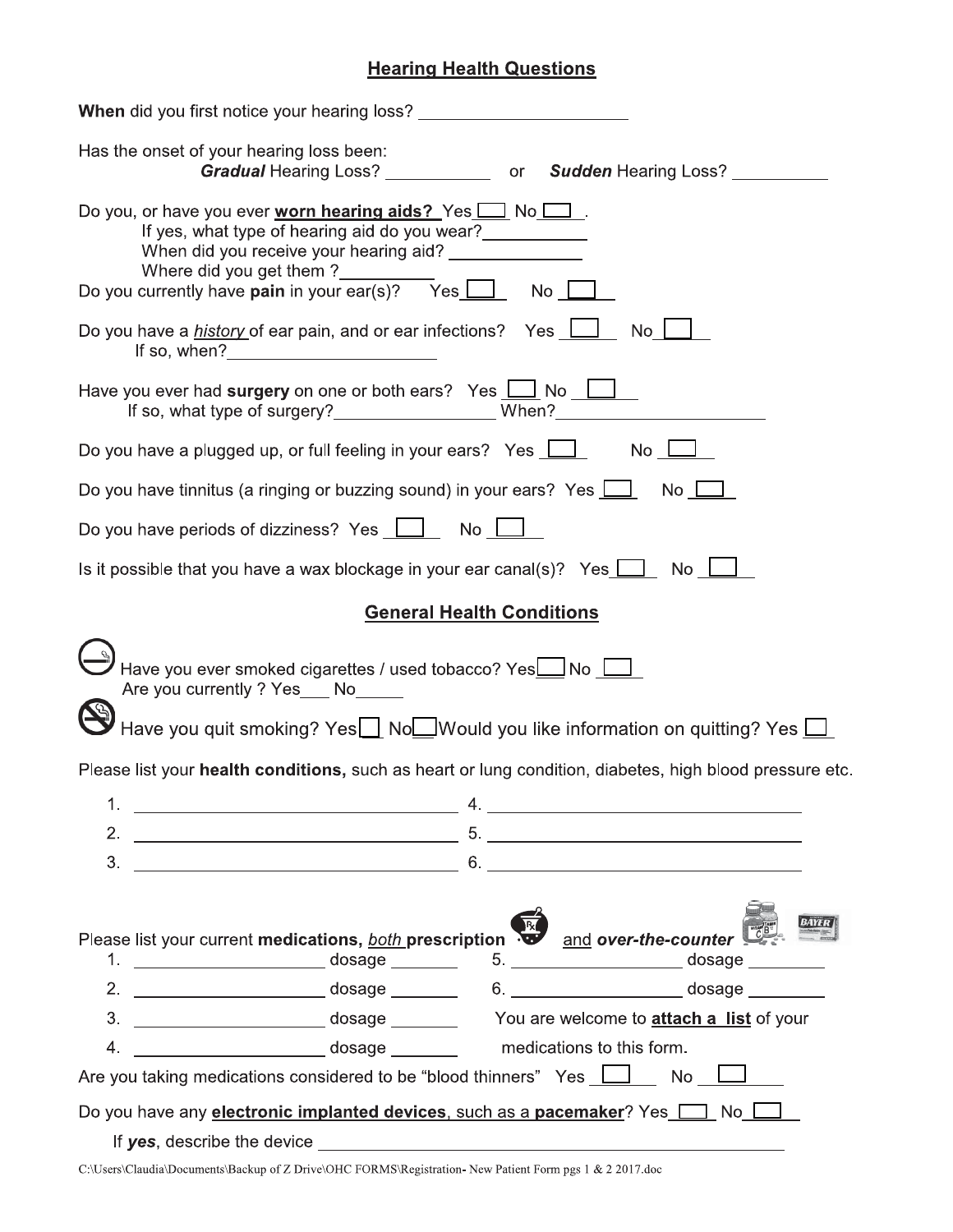## Hearing Health Questions

**When** did you first notice your hearing loss? ______________________

Has the onset of your hearing loss been:
***Gradual*** Hearing Loss? ___________ or ***Sudden*** Hearing Loss? __________

Do you, or have you ever **worn hearing aids?** Yes ☐ No ☐.
If yes, what type of hearing aid do you wear? ___________
When did you receive your hearing aid? ______________
Where did you get them ? __________

Do you currently have **pain** in your ear(s)? Yes ☐ No ☐

Do you have a *history* of ear pain, and or ear infections? Yes ☐ No ☐
If so, when? ______________________

Have you ever had **surgery** on one or both ears? Yes ☐ No ☐
If so, what type of surgery? _________________ When? _______________________

Do you have a plugged up, or full feeling in your ears? Yes ☐ No ☐

Do you have tinnitus (a ringing or buzzing sound) in your ears? Yes ☐ No ☐

Do you have periods of dizziness? Yes ☐ No ☐

Is it possible that you have a wax blockage in your ear canal(s)? Yes ☐ No ☐

## General Health Conditions

Have you ever smoked cigarettes / used tobacco? Yes ☐ No ☐
Are you currently ? Yes___ No_____

Have you quit smoking? Yes ☐ No ☐ Would you like information on quitting? Yes ☐

Please list your **health conditions,** such as heart or lung condition, diabetes, high blood pressure etc.

1. ________________________ 4. ________________________
2. ________________________ 5. ________________________
3. ________________________ 6. ________________________

Please list your current **medications,** *both* **prescription** and ***over-the-counter***

1. ____________________ dosage _______ 5. __________________ dosage ________
2. ____________________ dosage _______ 6. __________________ dosage ________
3. ____________________ dosage _______ You are welcome to **attach a list** of your
4. ____________________ dosage _______ medications to this form.

Are you taking medications considered to be "blood thinners" Yes ☐ No ☐

Do you have any **electronic implanted devices**, such as a **pacemaker**? Yes ☐ No ☐
If ***yes***, describe the device ______________________________________________

C:\Users\Claudia\Documents\Backup of Z Drive\OHC FORMS\Registration- New Patient Form pgs 1 & 2 2017.doc